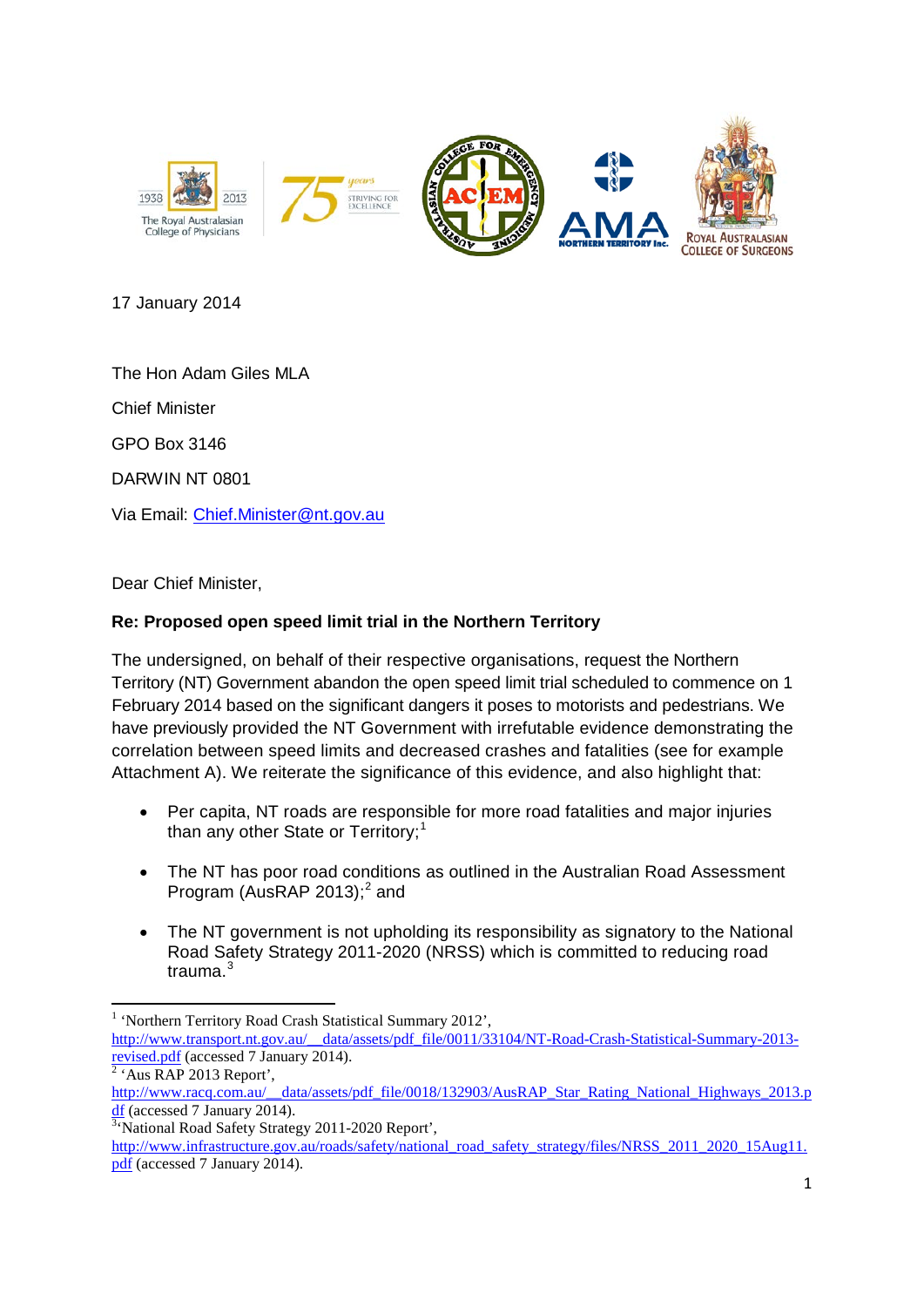17 January 2014

The Hon Adam Giles MLA

Chief Minister

GPO Box 3146

DARWIN NT 0801

Via Email: Chief.Minister@nt.gov.au

Dear Chief Minister,

**Re: Proposed open speed limit trial in the Northern Territory**

The undersigned, on behalf of their respective organisations, request the Northern Territory (NT) Government abandon the open speed limit trial scheduled to commence on 1 February 2014 based on the significant dangers it poses to motorists and pedestrians. We have previously provided the NT Government with irrefutable evidence demonstrating the correlation between speed limits and decreased crashes and fatalities (see for example Attachment A). We reiterate the significance of this evidence, and also highlight that:

- Per capita, NT roads are responsible for more road fatalities and major injuries than any other State or Territory;[1]
- The NT has poor road conditions as outlined in the Australian Road Assessment Program (AusRAP 2013);[2] and
- The NT government is not upholding its responsibility as signatory to the National Road Safety Strategy 2011-2020 (NRSS) which is committed to reducing road trauma.[3]

---

[1] 'Northern Territory Road Crash Statistical Summary 2012', http://www.transport.nt.gov.au/__data/assets/pdf_file/0011/33104/NT-Road-Crash-Statistical-Summary-2013-revised.pdf (accessed 7 January 2014).

[2] 'Aus RAP 2013 Report', http://www.racq.com.au/__data/assets/pdf_file/0018/132903/AusRAP_Star_Rating_National_Highways_2013.pdf (accessed 7 January 2014).

[3] 'National Road Safety Strategy 2011-2020 Report', http://www.infrastructure.gov.au/roads/safety/national_road_safety_strategy/files/NRSS_2011_2020_15Aug11.pdf (accessed 7 January 2014).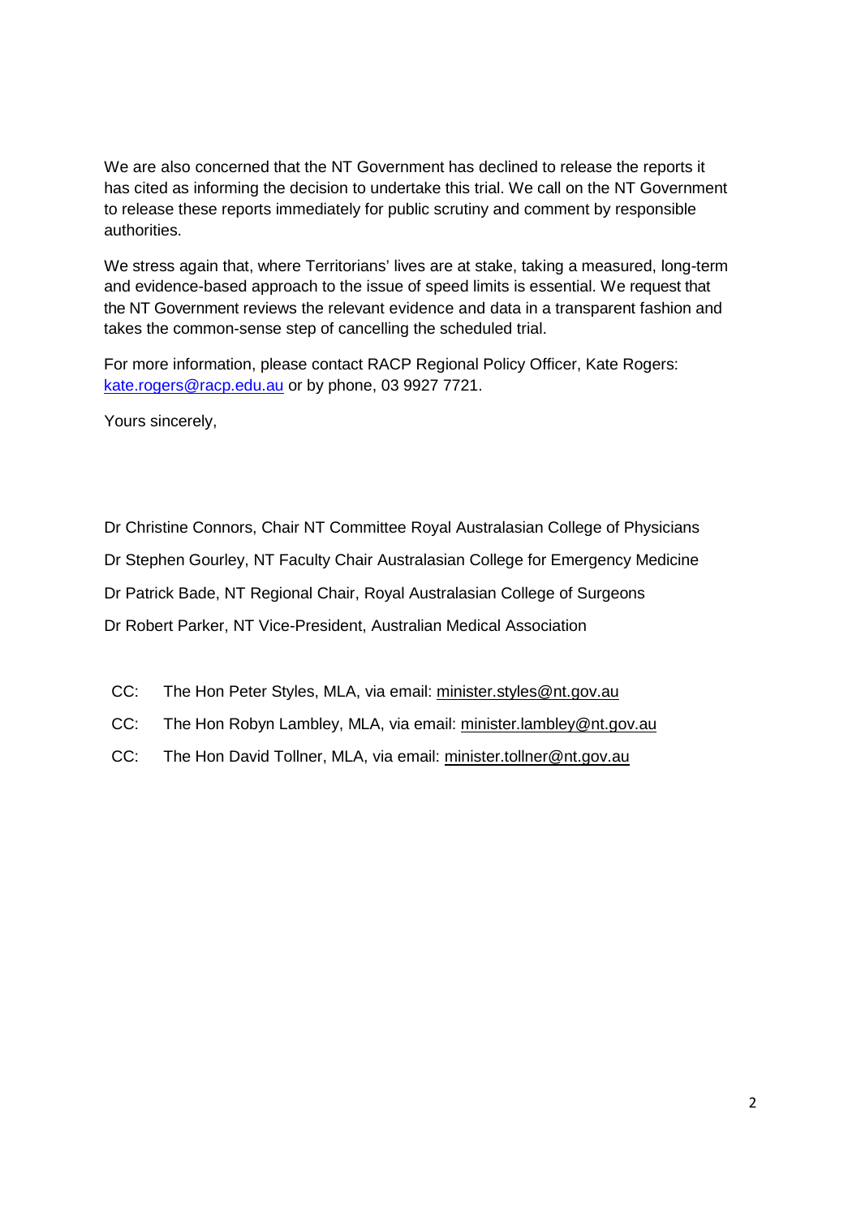We are also concerned that the NT Government has declined to release the reports it has cited as informing the decision to undertake this trial. We call on the NT Government to release these reports immediately for public scrutiny and comment by responsible authorities.

We stress again that, where Territorians' lives are at stake, taking a measured, long-term and evidence-based approach to the issue of speed limits is essential. We request that the NT Government reviews the relevant evidence and data in a transparent fashion and takes the common-sense step of cancelling the scheduled trial.

For more information, please contact RACP Regional Policy Officer, Kate Rogers: kate.rogers@racp.edu.au or by phone, 03 9927 7721.

Yours sincerely,

Dr Christine Connors, Chair NT Committee Royal Australasian College of Physicians

Dr Stephen Gourley, NT Faculty Chair Australasian College for Emergency Medicine

Dr Patrick Bade, NT Regional Chair, Royal Australasian College of Surgeons

Dr Robert Parker, NT Vice-President, Australian Medical Association

CC: The Hon Peter Styles, MLA, via email: minister.styles@nt.gov.au

CC: The Hon Robyn Lambley, MLA, via email: minister.lambley@nt.gov.au

CC: The Hon David Tollner, MLA, via email: minister.tollner@nt.gov.au